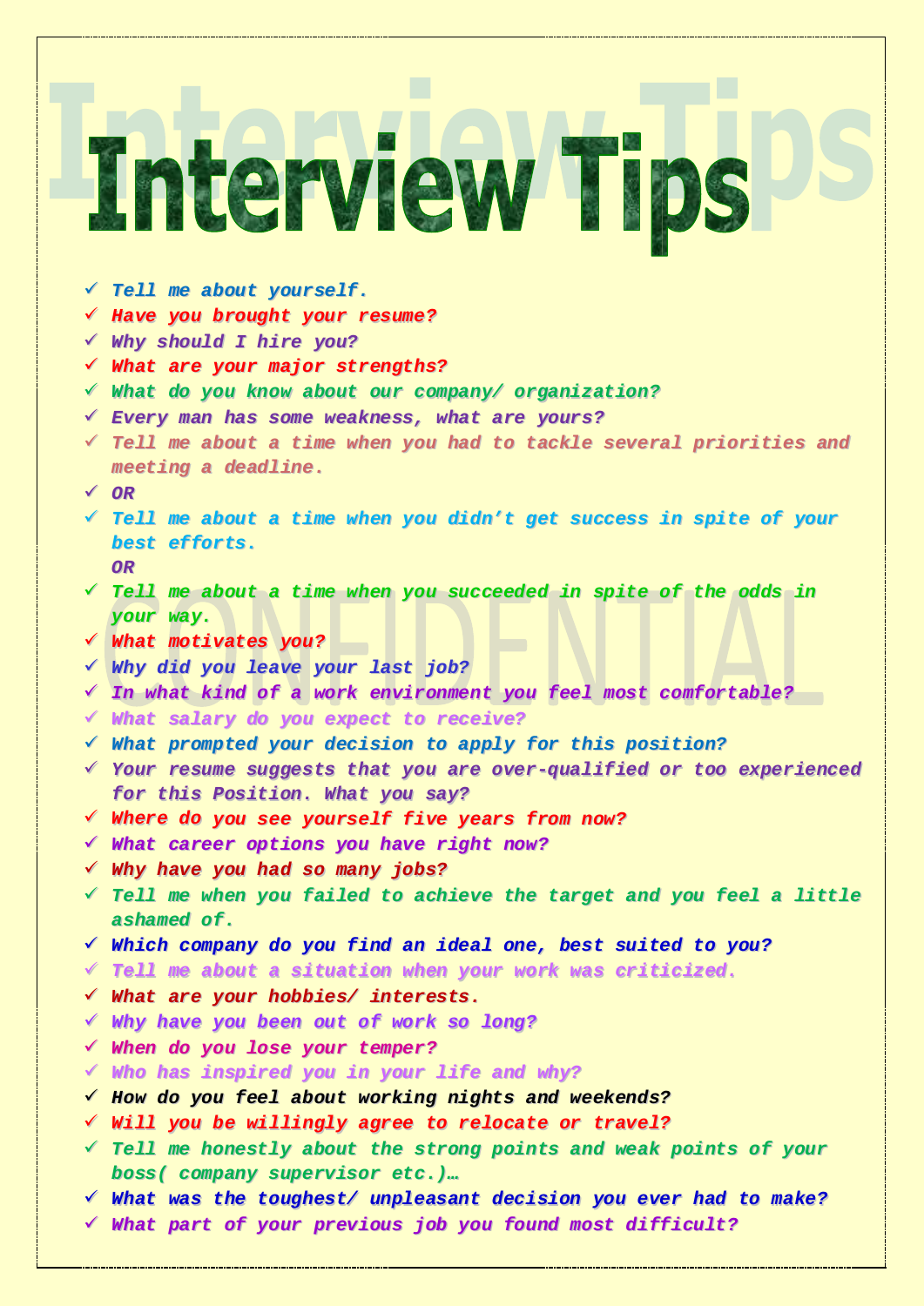# Interview Tips

- *Tell me about yourself.*
- *Have you brought your resume?*
- *Why should I hire you?*
- *What are your major strengths?*
- *What do you know about our company/ organization?*
- *Every man has some weakness, what are yours?*
- *Tell me about a time when you had to tackle several priorities and meeting a deadline.*
- *OR*
- *Tell me about a time when you didn't get success in spite of your best efforts.*
  *OR*
- *Tell me about a time when you succeeded in spite of the odds in your way.*
- *What motivates you?*
- *Why did you leave your last job?*
- *In what kind of a work environment you feel most comfortable?*
- *What salary do you expect to receive?*
- *What prompted your decision to apply for this position?*
- *Your resume suggests that you are over-qualified or too experienced for this Position. What you say?*
- *Where do you see yourself five years from now?*
- *What career options you have right now?*
- *Why have you had so many jobs?*
- *Tell me when you failed to achieve the target and you feel a little ashamed of.*
- *Which company do you find an ideal one, best suited to you?*
- *Tell me about a situation when your work was criticized.*
- *What are your hobbies/ interests.*
- *Why have you been out of work so long?*
- *When do you lose your temper?*
- *Who has inspired you in your life and why?*
- *How do you feel about working nights and weekends?*
- *Will you be willingly agree to relocate or travel?*
- *Tell me honestly about the strong points and weak points of your boss( company supervisor etc.)…*
- *What was the toughest/ unpleasant decision you ever had to make?*
- *What part of your previous job you found most difficult?*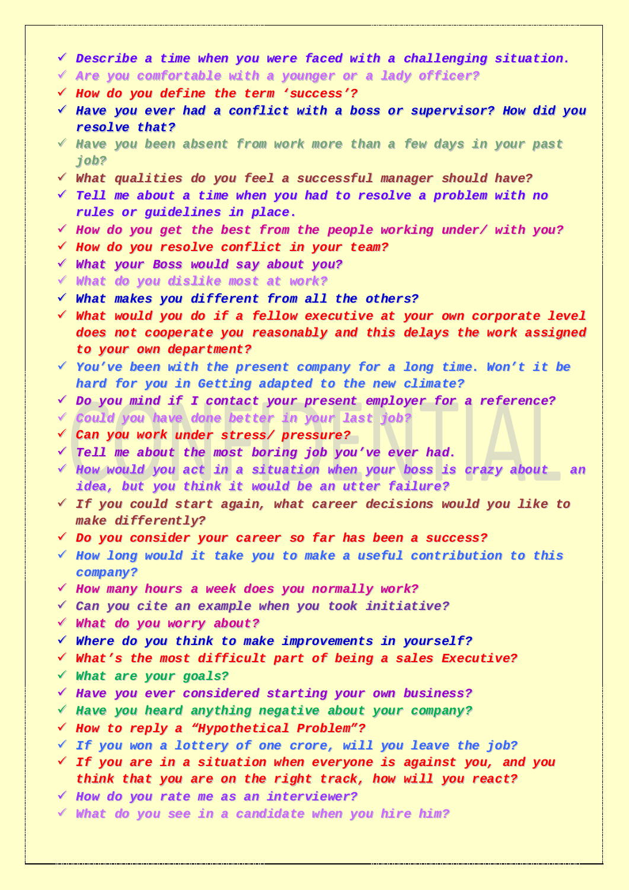- ✓ *Describe a time when you were faced with a challenging situation.*
- ✓ *Are you comfortable with a younger or a lady officer?*
- ✓ *How do you define the term 'success'?*
- ✓ *Have you ever had a conflict with a boss or supervisor? How did you resolve that?*
- ✓ *Have you been absent from work more than a few days in your past job?*
- ✓ *What qualities do you feel a successful manager should have?*
- ✓ *Tell me about a time when you had to resolve a problem with no rules or guidelines in place.*
- ✓ *How do you get the best from the people working under/ with you?*
- ✓ *How do you resolve conflict in your team?*
- ✓ *What your Boss would say about you?*
- ✓ *What do you dislike most at work?*
- ✓ *What makes you different from all the others?*
- ✓ *What would you do if a fellow executive at your own corporate level does not cooperate you reasonably and this delays the work assigned to your own department?*
- ✓ *You've been with the present company for a long time. Won't it be hard for you in Getting adapted to the new climate?*
- ✓ *Do you mind if I contact your present employer for a reference?*
- ✓ *Could you have done better in your last job?*
- ✓ *Can you work under stress/ pressure?*
- ✓ *Tell me about the most boring job you've ever had.*
- ✓ *How would you act in a situation when your boss is crazy about an idea, but you think it would be an utter failure?*
- ✓ *If you could start again, what career decisions would you like to make differently?*
- ✓ *Do you consider your career so far has been a success?*
- ✓ *How long would it take you to make a useful contribution to this company?*
- ✓ *How many hours a week does you normally work?*
- ✓ *Can you cite an example when you took initiative?*
- ✓ *What do you worry about?*
- ✓ *Where do you think to make improvements in yourself?*
- ✓ *What's the most difficult part of being a sales Executive?*
- ✓ *What are your goals?*
- ✓ *Have you ever considered starting your own business?*
- ✓ *Have you heard anything negative about your company?*
- ✓ *How to reply a "Hypothetical Problem"?*
- ✓ *If you won a lottery of one crore, will you leave the job?*
- ✓ *If you are in a situation when everyone is against you, and you think that you are on the right track, how will you react?*
- ✓ *How do you rate me as an interviewer?*
- ✓ *What do you see in a candidate when you hire him?*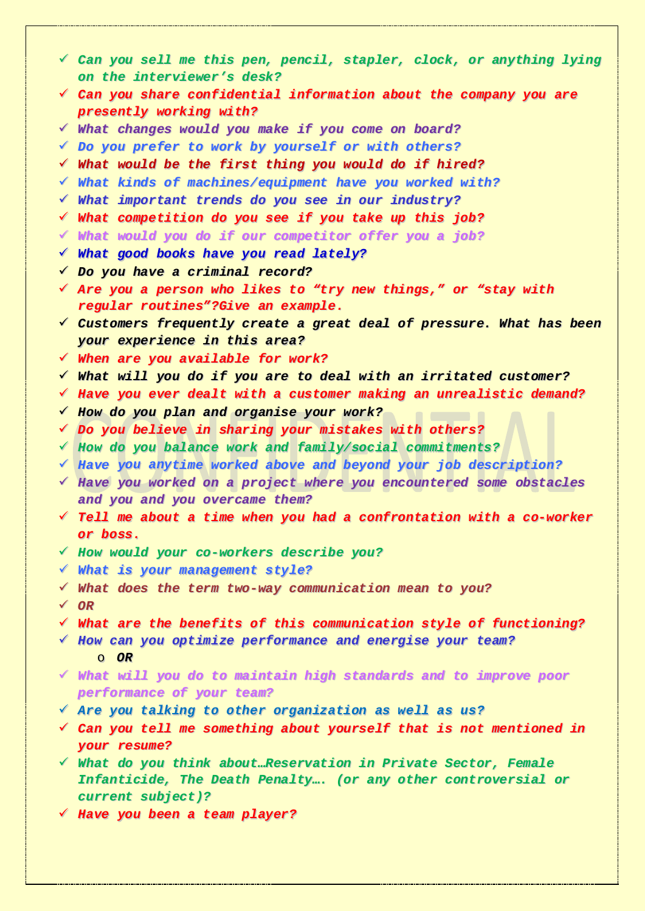- ✓ *Can you sell me this pen, pencil, stapler, clock, or anything lying on the interviewer's desk?*
- ✓ *Can you share confidential information about the company you are presently working with?*
- ✓ *What changes would you make if you come on board?*
- ✓ *Do you prefer to work by yourself or with others?*
- ✓ *What would be the first thing you would do if hired?*
- ✓ *What kinds of machines/equipment have you worked with?*
- ✓ *What important trends do you see in our industry?*
- ✓ *What competition do you see if you take up this job?*
- ✓ *What would you do if our competitor offer you a job?*
- ✓ ***What good books have you read lately?***
- ✓ ***Do you have a criminal record?***
- ✓ *Are you a person who likes to "try new things," or "stay with regular routines"?Give an example.*
- ✓ ***Customers frequently create a great deal of pressure. What has been your experience in this area?***
- ✓ *When are you available for work?*
- ✓ ***What will you do if you are to deal with an irritated customer?***
- ✓ *Have you ever dealt with a customer making an unrealistic demand?*
- ✓ ***How do you plan and organise your work?***
- ✓ *Do you believe in sharing your mistakes with others?*
- ✓ *How do you balance work and family/social commitments?*
- ✓ *Have you anytime worked above and beyond your job description?*
- ✓ *Have you worked on a project where you encountered some obstacles and you and you overcame them?*
- ✓ *Tell me about a time when you had a confrontation with a co-worker or boss.*
- ✓ *How would your co-workers describe you?*
- ✓ *What is your management style?*
- ✓ *What does the term two-way communication mean to you?*
- ✓ *OR*
- ✓ *What are the benefits of this communication style of functioning?*
- ✓ *How can you optimize performance and energise your team?*
  - ***OR***
- ✓ *What will you do to maintain high standards and to improve poor performance of your team?*
- ✓ *Are you talking to other organization as well as us?*
- ✓ *Can you tell me something about yourself that is not mentioned in your resume?*
- ✓ *What do you think about…Reservation in Private Sector, Female Infanticide, The Death Penalty…. (or any other controversial or current subject)?*
- ✓ *Have you been a team player?*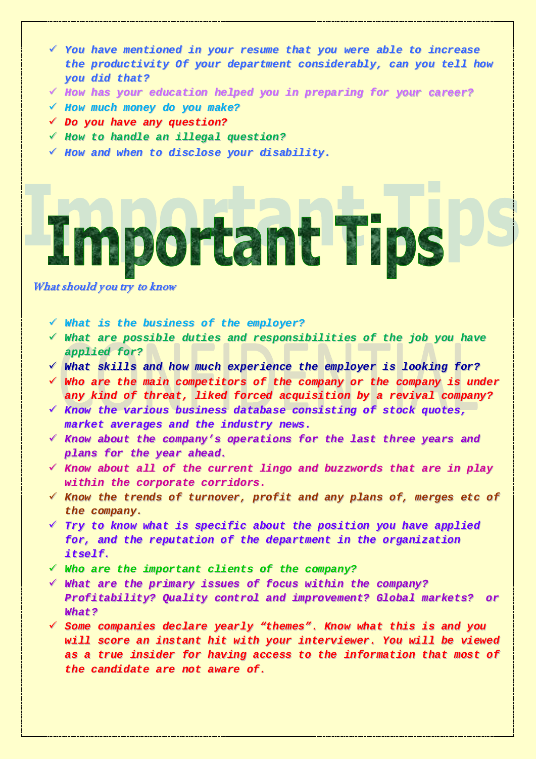- You have mentioned in your resume that you were able to increase the productivity Of your department considerably, can you tell how you did that?
- How has your education helped you in preparing for your career?
- How much money do you make?
- Do you have any question?
- How to handle an illegal question?
- How and when to disclose your disability.

# Important Tips

*What should you try to know*

- What is the business of the employer?
- What are possible duties and responsibilities of the job you have applied for?
- What skills and how much experience the employer is looking for?
- Who are the main competitors of the company or the company is under any kind of threat, liked forced acquisition by a revival company?
- Know the various business database consisting of stock quotes, market averages and the industry news.
- Know about the company's operations for the last three years and plans for the year ahead.
- Know about all of the current lingo and buzzwords that are in play within the corporate corridors.
- Know the trends of turnover, profit and any plans of, merges etc of the company.
- Try to know what is specific about the position you have applied for, and the reputation of the department in the organization itself.
- Who are the important clients of the company?
- What are the primary issues of focus within the company? Profitability? Quality control and improvement? Global markets? or What?
- Some companies declare yearly "themes". Know what this is and you will score an instant hit with your interviewer. You will be viewed as a true insider for having access to the information that most of the candidate are not aware of.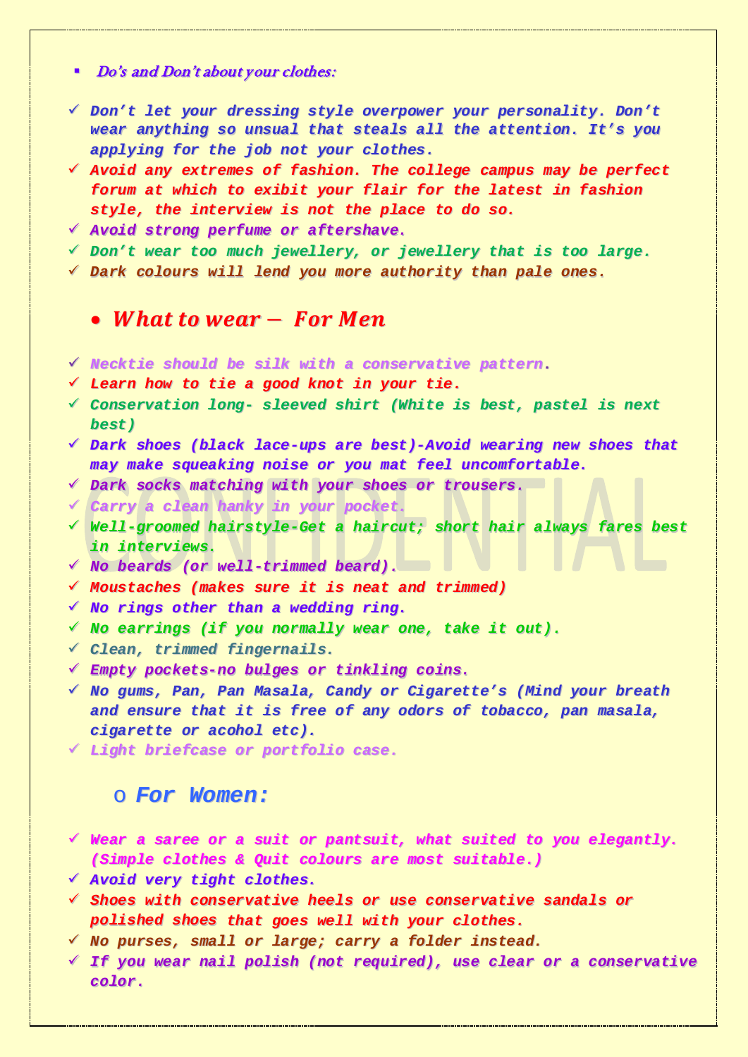- *Do's and Don't about your clothes:*

- ✓ *Don't let your dressing style overpower your personality. Don't wear anything so unsual that steals all the attention. It's you applying for the job not your clothes.*
- ✓ *Avoid any extremes of fashion. The college campus may be perfect forum at which to exibit your flair for the latest in fashion style, the interview is not the place to do so.*
- ✓ *Avoid strong perfume or aftershave.*
- ✓ *Don't wear too much jewellery, or jewellery that is too large.*
- ✓ *Dark colours will lend you more authority than pale ones.*

## *What to wear – For Men*

- ✓ *Necktie should be silk with a conservative pattern.*
- ✓ *Learn how to tie a good knot in your tie.*
- ✓ *Conservation long- sleeved shirt (White is best, pastel is next best)*
- ✓ *Dark shoes (black lace-ups are best)-Avoid wearing new shoes that may make squeaking noise or you mat feel uncomfortable.*
- ✓ *Dark socks matching with your shoes or trousers.*
- ✓ *Carry a clean hanky in your pocket.*
- ✓ *Well-groomed hairstyle-Get a haircut; short hair always fares best in interviews.*
- ✓ *No beards (or well-trimmed beard).*
- ✓ *Moustaches (makes sure it is neat and trimmed)*
- ✓ *No rings other than a wedding ring.*
- ✓ *No earrings (if you normally wear one, take it out).*
- ✓ *Clean, trimmed fingernails.*
- ✓ *Empty pockets-no bulges or tinkling coins.*
- ✓ *No gums, Pan, Pan Masala, Candy or Cigarette's (Mind your breath and ensure that it is free of any odors of tobacco, pan masala, cigarette or acohol etc).*
- ✓ *Light briefcase or portfolio case.*

### *For Women:*

- ✓ *Wear a saree or a suit or pantsuit, what suited to you elegantly. (Simple clothes & Quit colours are most suitable.)*
- ✓ *Avoid very tight clothes.*
- ✓ *Shoes with conservative heels or use conservative sandals or polished shoes that goes well with your clothes.*
- ✓ *No purses, small or large; carry a folder instead.*
- ✓ *If you wear nail polish (not required), use clear or a conservative color.*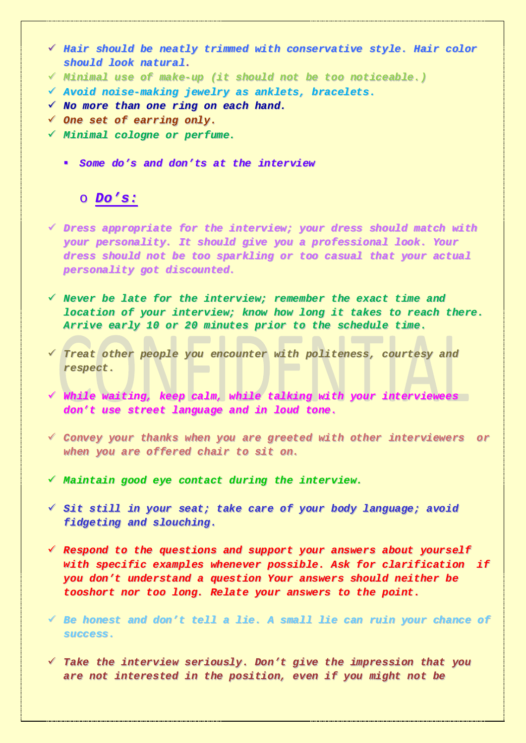- ✓ *Hair should be neatly trimmed with conservative style. Hair color should look natural.*
- ✓ *Minimal use of make-up (it should not be too noticeable.)*
- ✓ *Avoid noise-making jewelry as anklets, bracelets.*
- ✓ *No more than one ring on each hand.*
- ✓ *One set of earring only.*
- ✓ *Minimal cologne or perfume.*

  - *Some do's and don'ts at the interview*

    - ***Do's:***

- ✓ *Dress appropriate for the interview; your dress should match with your personality. It should give you a professional look. Your dress should not be too sparkling or too casual that your actual personality got discounted.*

- ✓ *Never be late for the interview; remember the exact time and location of your interview; know how long it takes to reach there. Arrive early 10 or 20 minutes prior to the schedule time.*

- ✓ *Treat other people you encounter with politeness, courtesy and respect.*

- ✓ *While waiting, keep calm, while talking with your interviewees don't use street language and in loud tone.*

- ✓ *Convey your thanks when you are greeted with other interviewers or when you are offered chair to sit on.*

- ✓ *Maintain good eye contact during the interview.*

- ✓ *Sit still in your seat; take care of your body language; avoid fidgeting and slouching.*

- ✓ *Respond to the questions and support your answers about yourself with specific examples whenever possible. Ask for clarification if you don't understand a question Your answers should neither be tooshort nor too long. Relate your answers to the point.*

- ✓ *Be honest and don't tell a lie. A small lie can ruin your chance of success.*

- ✓ *Take the interview seriously. Don't give the impression that you are not interested in the position, even if you might not be*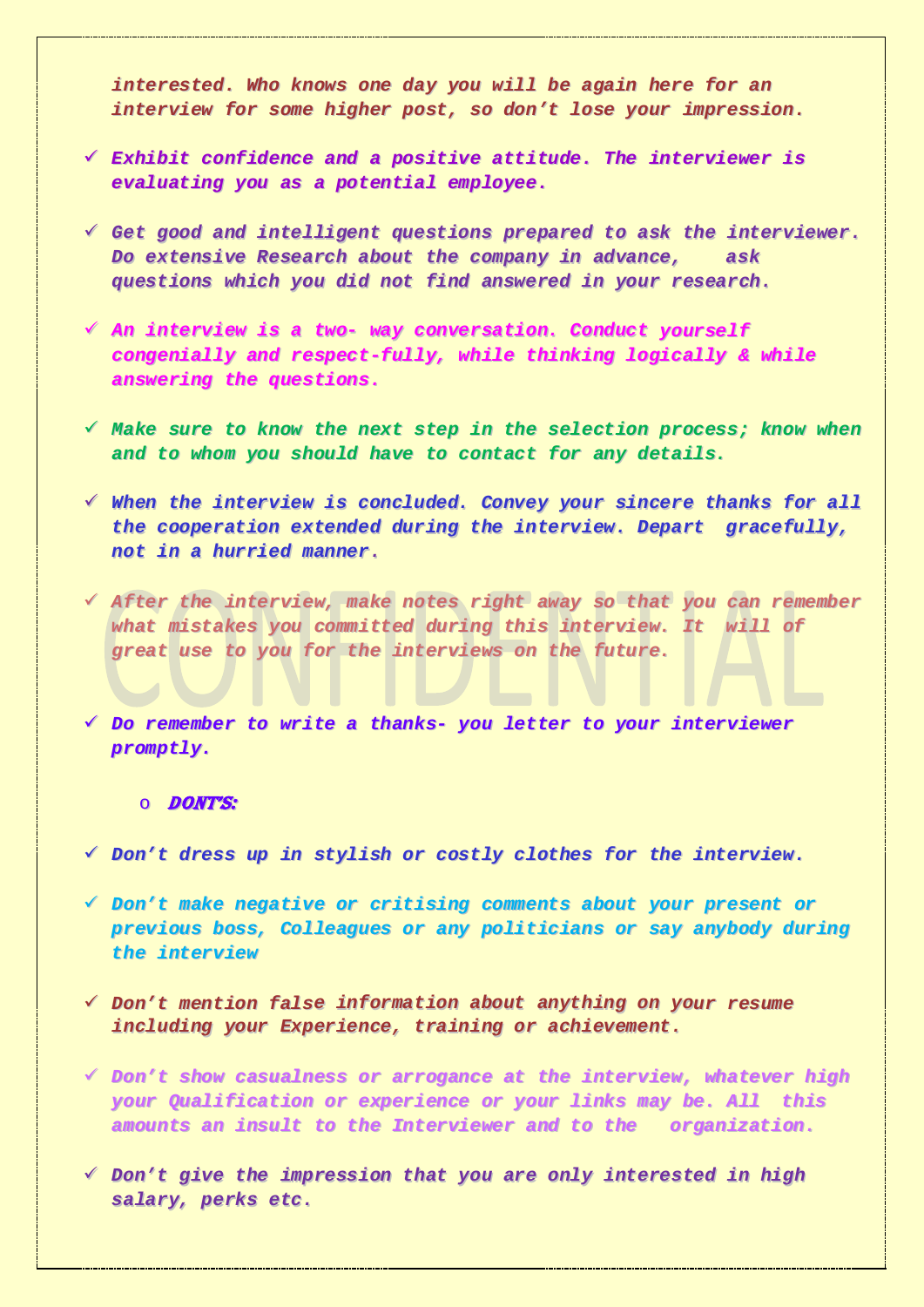*interested. Who knows one day you will be again here for an interview for some higher post, so don't lose your impression.*

- ✓ *Exhibit confidence and a positive attitude. The interviewer is evaluating you as a potential employee.*

- ✓ *Get good and intelligent questions prepared to ask the interviewer. Do extensive Research about the company in advance, ask questions which you did not find answered in your research.*

- ✓ *An interview is a two- way conversation. Conduct yourself congenially and respect-fully, while thinking logically & while answering the questions.*

- ✓ *Make sure to know the next step in the selection process; know when and to whom you should have to contact for any details.*

- ✓ *When the interview is concluded. Convey your sincere thanks for all the cooperation extended during the interview. Depart gracefully, not in a hurried manner.*

- ✓ *After the interview, make notes right away so that you can remember what mistakes you committed during this interview. It will of great use to you for the interviews on the future.*

- ✓ *Do remember to write a thanks- you letter to your interviewer promptly.*

  - ***DONT'S:***

- ✓ *Don't dress up in stylish or costly clothes for the interview.*

- ✓ *Don't make negative or critising comments about your present or previous boss, Colleagues or any politicians or say anybody during the interview*

- ✓ *Don't mention false information about anything on your resume including your Experience, training or achievement.*

- ✓ *Don't show casualness or arrogance at the interview, whatever high your Qualification or experience or your links may be. All this amounts an insult to the Interviewer and to the organization.*

- ✓ *Don't give the impression that you are only interested in high salary, perks etc.*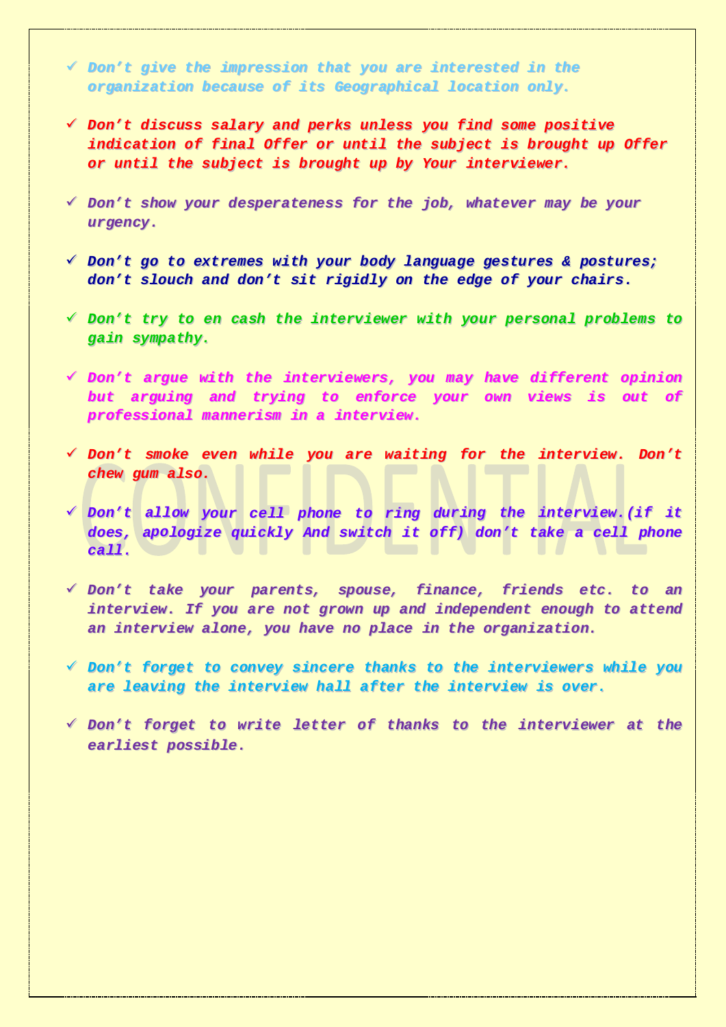- ✓ *Don't give the impression that you are interested in the organization because of its Geographical location only.*

- ✓ *Don't discuss salary and perks unless you find some positive indication of final Offer or until the subject is brought up Offer or until the subject is brought up by Your interviewer.*

- ✓ *Don't show your desperateness for the job, whatever may be your urgency.*

- ✓ *Don't go to extremes with your body language gestures & postures; don't slouch and don't sit rigidly on the edge of your chairs.*

- ✓ *Don't try to en cash the interviewer with your personal problems to gain sympathy.*

- ✓ *Don't argue with the interviewers, you may have different opinion but arguing and trying to enforce your own views is out of professional mannerism in a interview.*

- ✓ *Don't smoke even while you are waiting for the interview. Don't chew gum also.*

- ✓ *Don't allow your cell phone to ring during the interview.(if it does, apologize quickly And switch it off) don't take a cell phone call.*

- ✓ *Don't take your parents, spouse, finance, friends etc. to an interview. If you are not grown up and independent enough to attend an interview alone, you have no place in the organization.*

- ✓ *Don't forget to convey sincere thanks to the interviewers while you are leaving the interview hall after the interview is over.*

- ✓ *Don't forget to write letter of thanks to the interviewer at the earliest possible.*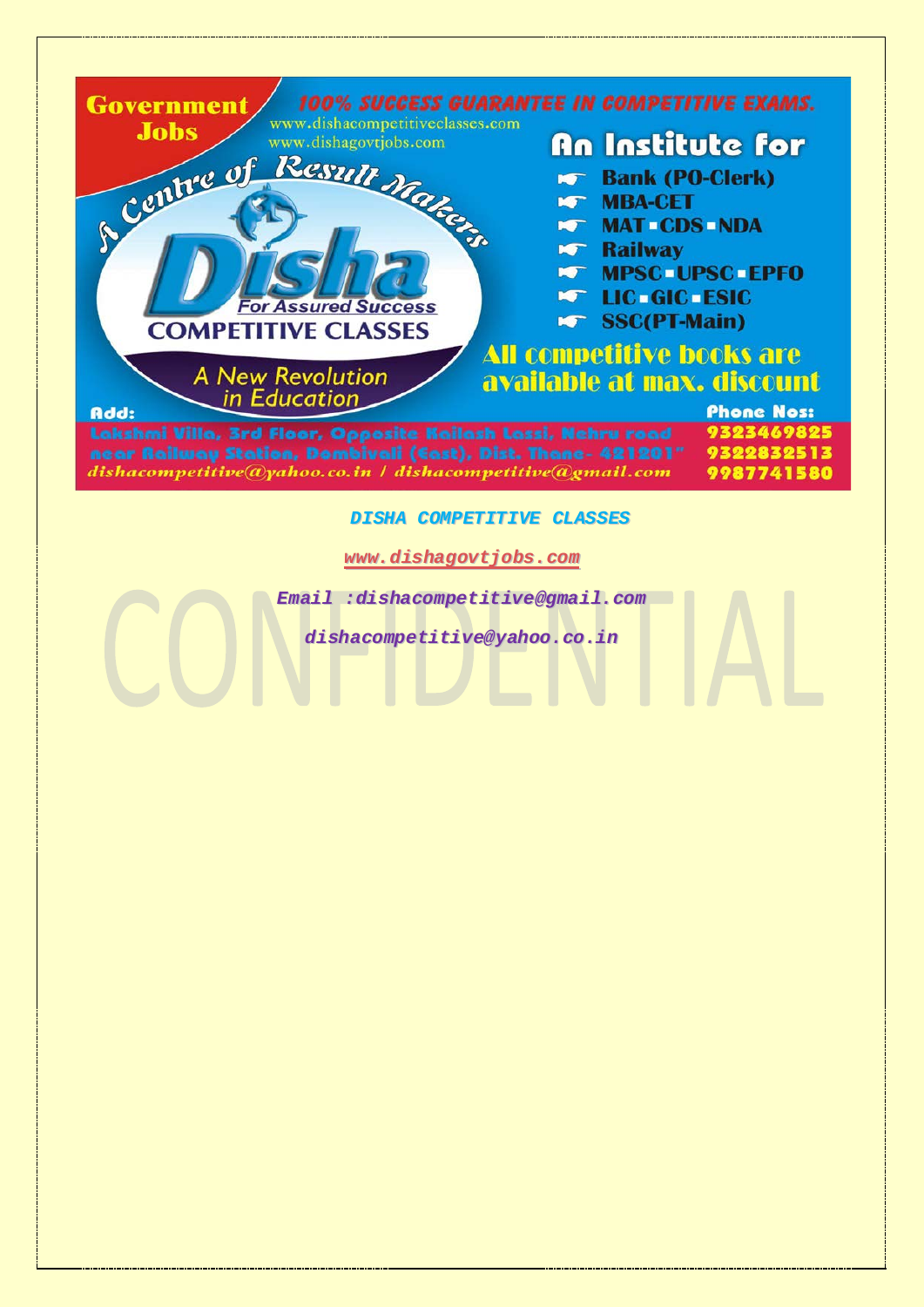Government Jobs

100% SUCCESS GUARANTEE IN COMPETITIVE EXAMS.

www.dishacompetitiveclasses.com

www.dishagovtjobs.com

A Centre of Result Makers

Disha

For Assured Success

COMPETITIVE CLASSES

A New Revolution in Education

An Institute for

- Bank (PO-Clerk)
- MBA-CET
- MAT ▪ CDS ▪ NDA
- Railway
- MPSC ▪ UPSC ▪ EPFO
- LIC ▪ GIC ▪ ESIC
- SSC(PT-Main)

All competitive books are available at max. discount

Add:

Lakshmi Villa, 3rd Floor, Opposite Kailash Lassi, Nehru road near Railway Station, Dombivali (East), Dist. Thane- 421201"

dishacompetitive@yahoo.co.in / dishacompetitive@gmail.com

Phone Nos:

9323469825

9322832513

9987741580

***DISHA COMPETITIVE CLASSES***

***www.dishagovtjobs.com***

***Email :dishacompetitive@gmail.com***

***dishacompetitive@yahoo.co.in***

CONFIDENTIAL